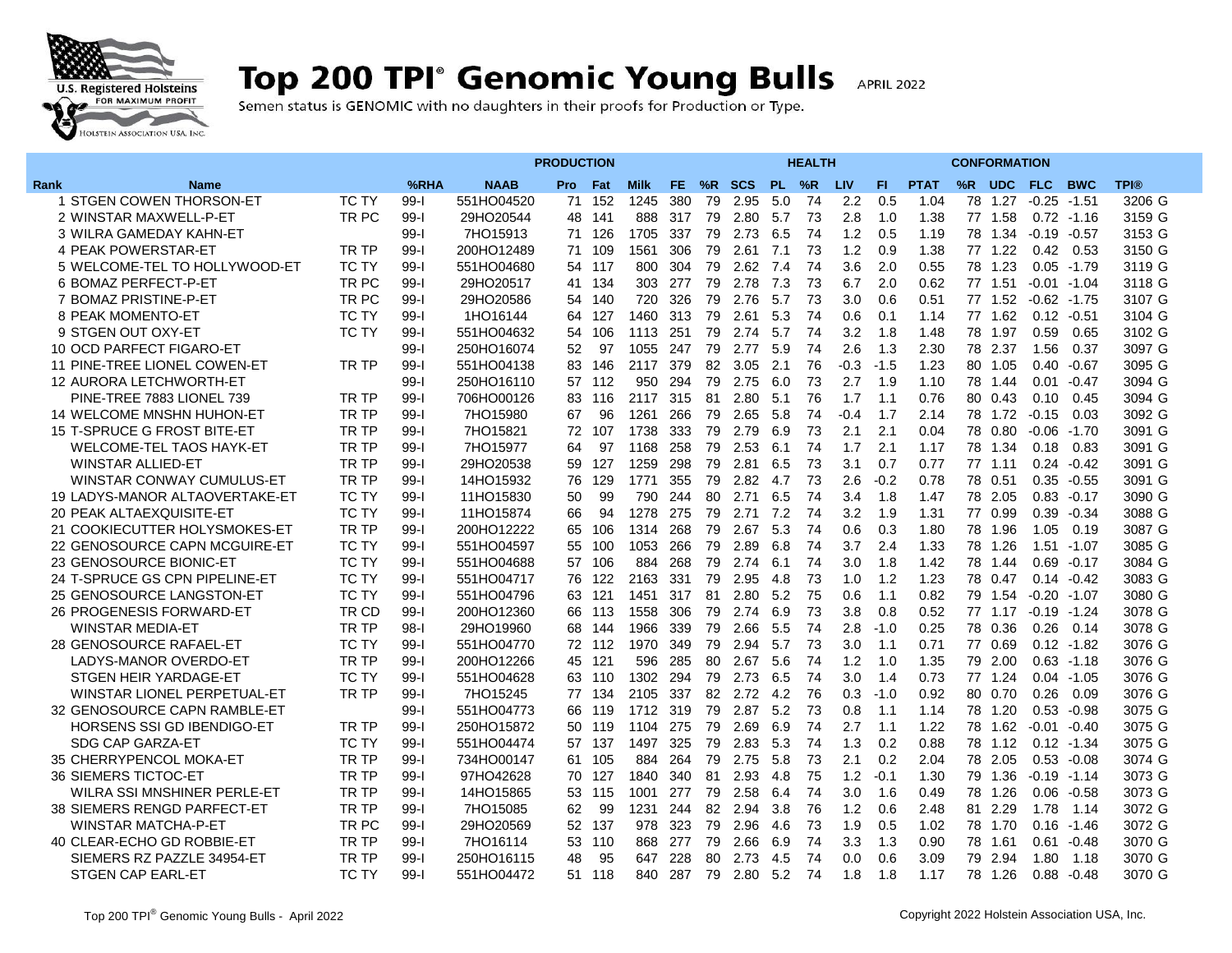U.S. Registered Holsteins FOR MAXIMUM PROFIT
HOLSTEIN ASSOCIATION USA, INC.

# Top 200 TPI® Genomic Young Bulls

APRIL 2022

Semen status is GENOMIC with no daughters in their proofs for Production or Type.

| | | | | | PRODUCTION | | | | HEALTH | | | | | | | CONFORMATION | | | | | |
|---|---|---|---|---|---|---|---|---|---|---|---|---|---|---|---|---|---|---|---|---|---|
| Rank | Name | | %RHA | NAAB | Pro | Fat | Milk | FE | %R | SCS | PL | %R | LIV | FI | PTAT | %R | UDC | FLC | BWC | TPI® |
| 1 | STGEN COWEN THORSON-ET | TC TY | 99-I | 551HO04520 | 71 | 152 | 1245 | 380 | 79 | 2.95 | 5.0 | 74 | 2.2 | 0.5 | 1.04 | 78 | 1.27 | -0.25 | -1.51 | 3206 G |
| 2 | WINSTAR MAXWELL-P-ET | TR PC | 99-I | 29HO20544 | 48 | 141 | 888 | 317 | 79 | 2.80 | 5.7 | 73 | 2.8 | 1.0 | 1.38 | 77 | 1.58 | 0.72 | -1.16 | 3159 G |
| 3 | WILRA GAMEDAY KAHN-ET | | 99-I | 7HO15913 | 71 | 126 | 1705 | 337 | 79 | 2.73 | 6.5 | 74 | 1.2 | 0.5 | 1.19 | 78 | 1.34 | -0.19 | -0.57 | 3153 G |
| 4 | PEAK POWERSTAR-ET | TR TP | 99-I | 200HO12489 | 71 | 109 | 1561 | 306 | 79 | 2.61 | 7.1 | 73 | 1.2 | 0.9 | 1.38 | 77 | 1.22 | 0.42 | 0.53 | 3150 G |
| 5 | WELCOME-TEL TO HOLLYWOOD-ET | TC TY | 99-I | 551HO04680 | 54 | 117 | 800 | 304 | 79 | 2.62 | 7.4 | 74 | 3.6 | 2.0 | 0.55 | 78 | 1.23 | 0.05 | -1.79 | 3119 G |
| 6 | BOMAZ PERFECT-P-ET | TR PC | 99-I | 29HO20517 | 41 | 134 | 303 | 277 | 79 | 2.78 | 7.3 | 73 | 6.7 | 2.0 | 0.62 | 77 | 1.51 | -0.01 | -1.04 | 3118 G |
| 7 | BOMAZ PRISTINE-P-ET | TR PC | 99-I | 29HO20586 | 54 | 140 | 720 | 326 | 79 | 2.76 | 5.7 | 73 | 3.0 | 0.6 | 0.51 | 77 | 1.52 | -0.62 | -1.75 | 3107 G |
| 8 | PEAK MOMENTO-ET | TC TY | 99-I | 1HO16144 | 64 | 127 | 1460 | 313 | 79 | 2.61 | 5.3 | 74 | 0.6 | 0.1 | 1.14 | 77 | 1.62 | 0.12 | -0.51 | 3104 G |
| 9 | STGEN OUT OXY-ET | TC TY | 99-I | 551HO04632 | 54 | 106 | 1113 | 251 | 79 | 2.74 | 5.7 | 74 | 3.2 | 1.8 | 1.48 | 78 | 1.97 | 0.59 | 0.65 | 3102 G |
| 10 | OCD PARFECT FIGARO-ET | | 99-I | 250HO16074 | 52 | 97 | 1055 | 247 | 79 | 2.77 | 5.9 | 74 | 2.6 | 1.3 | 2.30 | 78 | 2.37 | 1.56 | 0.37 | 3097 G |
| 11 | PINE-TREE LIONEL COWEN-ET | TR TP | 99-I | 551HO04138 | 83 | 146 | 2117 | 379 | 82 | 3.05 | 2.1 | 76 | -0.3 | -1.5 | 1.23 | 80 | 1.05 | 0.40 | -0.67 | 3095 G |
| 12 | AURORA LETCHWORTH-ET | | 99-I | 250HO16110 | 57 | 112 | 950 | 294 | 79 | 2.75 | 6.0 | 73 | 2.7 | 1.9 | 1.10 | 78 | 1.44 | 0.01 | -0.47 | 3094 G |
| | PINE-TREE 7883 LIONEL 739 | TR TP | 99-I | 706HO00126 | 83 | 116 | 2117 | 315 | 81 | 2.80 | 5.1 | 76 | 1.7 | 1.1 | 0.76 | 80 | 0.43 | 0.10 | 0.45 | 3094 G |
| 14 | WELCOME MNSHN HUHON-ET | TR TP | 99-I | 7HO15980 | 67 | 96 | 1261 | 266 | 79 | 2.65 | 5.8 | 74 | -0.4 | 1.7 | 2.14 | 78 | 1.72 | -0.15 | 0.03 | 3092 G |
| 15 | T-SPRUCE G FROST BITE-ET | TR TP | 99-I | 7HO15821 | 72 | 107 | 1738 | 333 | 79 | 2.79 | 6.9 | 73 | 2.1 | 2.1 | 0.04 | 78 | 0.80 | -0.06 | -1.70 | 3091 G |
| | WELCOME-TEL TAOS HAYK-ET | TR TP | 99-I | 7HO15977 | 64 | 97 | 1168 | 258 | 79 | 2.53 | 6.1 | 74 | 1.7 | 2.1 | 1.17 | 78 | 1.34 | 0.18 | 0.83 | 3091 G |
| | WINSTAR ALLIED-ET | TR TP | 99-I | 29HO20538 | 59 | 127 | 1259 | 298 | 79 | 2.81 | 6.5 | 73 | 3.1 | 0.7 | 0.77 | 77 | 1.11 | 0.24 | -0.42 | 3091 G |
| | WINSTAR CONWAY CUMULUS-ET | TR TP | 99-I | 14HO15932 | 76 | 129 | 1771 | 355 | 79 | 2.82 | 4.7 | 73 | 2.6 | -0.2 | 0.78 | 78 | 0.51 | 0.35 | -0.55 | 3091 G |
| 19 | LADYS-MANOR ALTAOVERTAKE-ET | TC TY | 99-I | 11HO15830 | 50 | 99 | 790 | 244 | 80 | 2.71 | 6.5 | 74 | 3.4 | 1.8 | 1.47 | 78 | 2.05 | 0.83 | -0.17 | 3090 G |
| 20 | PEAK ALTAEXQUISITE-ET | TC TY | 99-I | 11HO15874 | 66 | 94 | 1278 | 275 | 79 | 2.71 | 7.2 | 74 | 3.2 | 1.9 | 1.31 | 77 | 0.99 | 0.39 | -0.34 | 3088 G |
| 21 | COOKIECUTTER HOLYSMOKES-ET | TR TP | 99-I | 200HO12222 | 65 | 106 | 1314 | 268 | 79 | 2.67 | 5.3 | 74 | 0.6 | 0.3 | 1.80 | 78 | 1.96 | 1.05 | 0.19 | 3087 G |
| 22 | GENOSOURCE CAPN MCGUIRE-ET | TC TY | 99-I | 551HO04597 | 55 | 100 | 1053 | 266 | 79 | 2.89 | 6.8 | 74 | 3.7 | 2.4 | 1.33 | 78 | 1.26 | 1.51 | -1.07 | 3085 G |
| 23 | GENOSOURCE BIONIC-ET | TC TY | 99-I | 551HO04688 | 57 | 106 | 884 | 268 | 79 | 2.74 | 6.1 | 74 | 3.0 | 1.8 | 1.42 | 78 | 1.44 | 0.69 | -0.17 | 3084 G |
| 24 | T-SPRUCE GS CPN PIPELINE-ET | TC TY | 99-I | 551HO04717 | 76 | 122 | 2163 | 331 | 79 | 2.95 | 4.8 | 73 | 1.0 | 1.2 | 1.23 | 78 | 0.47 | 0.14 | -0.42 | 3083 G |
| 25 | GENOSOURCE LANGSTON-ET | TC TY | 99-I | 551HO04796 | 63 | 121 | 1451 | 317 | 81 | 2.80 | 5.2 | 75 | 0.6 | 1.1 | 0.82 | 79 | 1.54 | -0.20 | -1.07 | 3080 G |
| 26 | PROGENESIS FORWARD-ET | TR CD | 99-I | 200HO12360 | 66 | 113 | 1558 | 306 | 79 | 2.74 | 6.9 | 73 | 3.8 | 0.8 | 0.52 | 77 | 1.17 | -0.19 | -1.24 | 3078 G |
| | WINSTAR MEDIA-ET | TR TP | 98-I | 29HO19960 | 68 | 144 | 1966 | 339 | 79 | 2.66 | 5.5 | 74 | 2.8 | -1.0 | 0.25 | 78 | 0.36 | 0.26 | 0.14 | 3078 G |
| 28 | GENOSOURCE RAFAEL-ET | TC TY | 99-I | 551HO04770 | 72 | 112 | 1970 | 349 | 79 | 2.94 | 5.7 | 73 | 3.0 | 1.1 | 0.71 | 77 | 0.69 | 0.12 | -1.82 | 3076 G |
| | LADYS-MANOR OVERDO-ET | TR TP | 99-I | 200HO12266 | 45 | 121 | 596 | 285 | 80 | 2.67 | 5.6 | 74 | 1.2 | 1.0 | 1.35 | 79 | 2.00 | 0.63 | -1.18 | 3076 G |
| | STGEN HEIR YARDAGE-ET | TC TY | 99-I | 551HO04628 | 63 | 110 | 1302 | 294 | 79 | 2.73 | 6.5 | 74 | 3.0 | 1.4 | 0.73 | 77 | 1.24 | 0.04 | -1.05 | 3076 G |
| | WINSTAR LIONEL PERPETUAL-ET | TR TP | 99-I | 7HO15245 | 77 | 134 | 2105 | 337 | 82 | 2.72 | 4.2 | 76 | 0.3 | -1.0 | 0.92 | 80 | 0.70 | 0.26 | 0.09 | 3076 G |
| 32 | GENOSOURCE CAPN RAMBLE-ET | | 99-I | 551HO04773 | 66 | 119 | 1712 | 319 | 79 | 2.87 | 5.2 | 73 | 0.8 | 1.1 | 1.14 | 78 | 1.20 | 0.53 | -0.98 | 3075 G |
| | HORSENS SSI GD IBENDIGO-ET | TR TP | 99-I | 250HO15872 | 50 | 119 | 1104 | 275 | 79 | 2.69 | 6.9 | 74 | 2.7 | 1.1 | 1.22 | 78 | 1.62 | -0.01 | -0.40 | 3075 G |
| | SDG CAP GARZA-ET | TC TY | 99-I | 551HO04474 | 57 | 137 | 1497 | 325 | 79 | 2.83 | 5.3 | 74 | 1.3 | 0.2 | 0.88 | 78 | 1.12 | 0.12 | -1.34 | 3075 G |
| 35 | CHERRYPENCOL MOKA-ET | TR TP | 99-I | 734HO00147 | 61 | 105 | 884 | 264 | 79 | 2.75 | 5.8 | 73 | 2.1 | 0.2 | 2.04 | 78 | 2.05 | 0.53 | -0.08 | 3074 G |
| 36 | SIEMERS TICTOC-ET | TR TP | 99-I | 97HO42628 | 70 | 127 | 1840 | 340 | 81 | 2.93 | 4.8 | 75 | 1.2 | -0.1 | 1.30 | 79 | 1.36 | -0.19 | -1.14 | 3073 G |
| | WILRA SSI MNSHINER PERLE-ET | TR TP | 99-I | 14HO15865 | 53 | 115 | 1001 | 277 | 79 | 2.58 | 6.4 | 74 | 3.0 | 1.6 | 0.49 | 78 | 1.26 | 0.06 | -0.58 | 3073 G |
| 38 | SIEMERS RENGD PARFECT-ET | TR TP | 99-I | 7HO15085 | 62 | 99 | 1231 | 244 | 82 | 2.94 | 3.8 | 76 | 1.2 | 0.6 | 2.48 | 81 | 2.29 | 1.78 | 1.14 | 3072 G |
| | WINSTAR MATCHA-P-ET | TR PC | 99-I | 29HO20569 | 52 | 137 | 978 | 323 | 79 | 2.96 | 4.6 | 73 | 1.9 | 0.5 | 1.02 | 78 | 1.70 | 0.16 | -1.46 | 3072 G |
| 40 | CLEAR-ECHO GD ROBBIE-ET | TR TP | 99-I | 7HO16114 | 53 | 110 | 868 | 277 | 79 | 2.66 | 6.9 | 74 | 3.3 | 1.3 | 0.90 | 78 | 1.61 | 0.61 | -0.48 | 3070 G |
| | SIEMERS RZ PAZZLE 34954-ET | TR TP | 99-I | 250HO16115 | 48 | 95 | 647 | 228 | 80 | 2.73 | 4.5 | 74 | 0.0 | 0.6 | 3.09 | 79 | 2.94 | 1.80 | 1.18 | 3070 G |
| | STGEN CAP EARL-ET | TC TY | 99-I | 551HO04472 | 51 | 118 | 840 | 287 | 79 | 2.80 | 5.2 | 74 | 1.8 | 1.8 | 1.17 | 78 | 1.26 | 0.88 | -0.48 | 3070 G |

Copyright 2022 Holstein Association USA, Inc.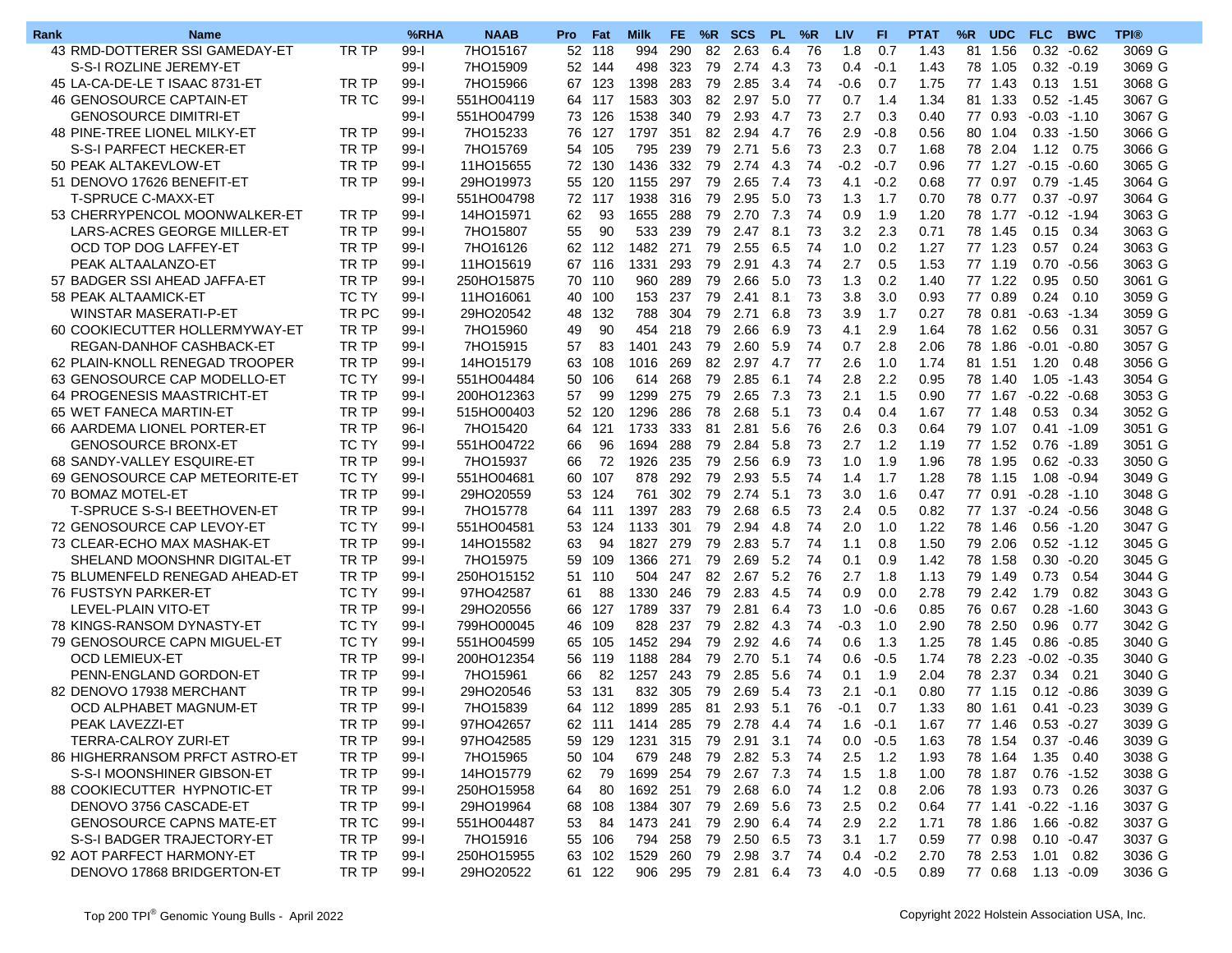| Rank | Name | | %RHA | NAAB | Pro | Fat | Milk | FE | %R | SCS | PL | %R | LIV | FI | PTAT | %R | UDC | FLC | BWC | TPI® |
|---|---|---|---|---|---|---|---|---|---|---|---|---|---|---|---|---|---|---|---|---|
| 43 | RMD-DOTTERER SSI GAMEDAY-ET | TR TP | 99-I | 7HO15167 | 52 | 118 | 994 | 290 | 82 | 2.63 | 6.4 | 76 | 1.8 | 0.7 | 1.43 | 81 | 1.56 | 0.32 | -0.62 | 3069 G |
| | S-S-I ROZLINE JEREMY-ET | | 99-I | 7HO15909 | 52 | 144 | 498 | 323 | 79 | 2.74 | 4.3 | 73 | 0.4 | -0.1 | 1.43 | 78 | 1.05 | 0.32 | -0.19 | 3069 G |
| 45 | LA-CA-DE-LE T ISAAC 8731-ET | TR TP | 99-I | 7HO15966 | 67 | 123 | 1398 | 283 | 79 | 2.85 | 3.4 | 74 | -0.6 | 0.7 | 1.75 | 77 | 1.43 | 0.13 | 1.51 | 3068 G |
| 46 | GENOSOURCE CAPTAIN-ET | TR TC | 99-I | 551HO04119 | 64 | 117 | 1583 | 303 | 82 | 2.97 | 5.0 | 77 | 0.7 | 1.4 | 1.34 | 81 | 1.33 | 0.52 | -1.45 | 3067 G |
| | GENOSOURCE DIMITRI-ET | | 99-I | 551HO04799 | 73 | 126 | 1538 | 340 | 79 | 2.93 | 4.7 | 73 | 2.7 | 0.3 | 0.40 | 77 | 0.93 | -0.03 | -1.10 | 3067 G |
| 48 | PINE-TREE LIONEL MILKY-ET | TR TP | 99-I | 7HO15233 | 76 | 127 | 1797 | 351 | 82 | 2.94 | 4.7 | 76 | 2.9 | -0.8 | 0.56 | 80 | 1.04 | 0.33 | -1.50 | 3066 G |
| | S-S-I PARFECT HECKER-ET | TR TP | 99-I | 7HO15769 | 54 | 105 | 795 | 239 | 79 | 2.71 | 5.6 | 73 | 2.3 | 0.7 | 1.68 | 78 | 2.04 | 1.12 | 0.75 | 3066 G |
| 50 | PEAK ALTAKEVLOW-ET | TR TP | 99-I | 11HO15655 | 72 | 130 | 1436 | 332 | 79 | 2.74 | 4.3 | 74 | -0.2 | -0.7 | 0.96 | 77 | 1.27 | -0.15 | -0.60 | 3065 G |
| 51 | DENOVO 17626 BENEFIT-ET | TR TP | 99-I | 29HO19973 | 55 | 120 | 1155 | 297 | 79 | 2.65 | 7.4 | 73 | 4.1 | -0.2 | 0.68 | 77 | 0.97 | 0.79 | -1.45 | 3064 G |
| | T-SPRUCE C-MAXX-ET | | 99-I | 551HO04798 | 72 | 117 | 1938 | 316 | 79 | 2.95 | 5.0 | 73 | 1.3 | 1.7 | 0.70 | 78 | 0.77 | 0.37 | -0.97 | 3064 G |
| 53 | CHERRYPENCOL MOONWALKER-ET | TR TP | 99-I | 14HO15971 | 62 | 93 | 1655 | 288 | 79 | 2.70 | 7.3 | 74 | 0.9 | 1.9 | 1.20 | 78 | 1.77 | -0.12 | -1.94 | 3063 G |
| | LARS-ACRES GEORGE MILLER-ET | TR TP | 99-I | 7HO15807 | 55 | 90 | 533 | 239 | 79 | 2.47 | 8.1 | 73 | 3.2 | 2.3 | 0.71 | 78 | 1.45 | 0.15 | 0.34 | 3063 G |
| | OCD TOP DOG LAFFEY-ET | TR TP | 99-I | 7HO16126 | 62 | 112 | 1482 | 271 | 79 | 2.55 | 6.5 | 74 | 1.0 | 0.2 | 1.27 | 77 | 1.23 | 0.57 | 0.24 | 3063 G |
| | PEAK ALTAALANZO-ET | TR TP | 99-I | 11HO15619 | 67 | 116 | 1331 | 293 | 79 | 2.91 | 4.3 | 74 | 2.7 | 0.5 | 1.53 | 77 | 1.19 | 0.70 | -0.56 | 3063 G |
| 57 | BADGER SSI AHEAD JAFFA-ET | TR TP | 99-I | 250HO15875 | 70 | 110 | 960 | 289 | 79 | 2.66 | 5.0 | 73 | 1.3 | 0.2 | 1.40 | 77 | 1.22 | 0.95 | 0.50 | 3061 G |
| 58 | PEAK ALTAAMICK-ET | TC TY | 99-I | 11HO16061 | 40 | 100 | 153 | 237 | 79 | 2.41 | 8.1 | 73 | 3.8 | 3.0 | 0.93 | 77 | 0.89 | 0.24 | 0.10 | 3059 G |
| | WINSTAR MASERATI-P-ET | TR PC | 99-I | 29HO20542 | 48 | 132 | 788 | 304 | 79 | 2.71 | 6.8 | 73 | 3.9 | 1.7 | 0.27 | 78 | 0.81 | -0.63 | -1.34 | 3059 G |
| 60 | COOKIECUTTER HOLLERMYWAY-ET | TR TP | 99-I | 7HO15960 | 49 | 90 | 454 | 218 | 79 | 2.66 | 6.9 | 73 | 4.1 | 2.9 | 1.64 | 78 | 1.62 | 0.56 | 0.31 | 3057 G |
| | REGAN-DANHOF CASHBACK-ET | TR TP | 99-I | 7HO15915 | 57 | 83 | 1401 | 243 | 79 | 2.60 | 5.9 | 74 | 0.7 | 2.8 | 2.06 | 78 | 1.86 | -0.01 | -0.80 | 3057 G |
| 62 | PLAIN-KNOLL RENEGAD TROOPER | TR TP | 99-I | 14HO15179 | 63 | 108 | 1016 | 269 | 82 | 2.97 | 4.7 | 77 | 2.6 | 1.0 | 1.74 | 81 | 1.51 | 1.20 | 0.48 | 3056 G |
| 63 | GENOSOURCE CAP MODELLO-ET | TC TY | 99-I | 551HO04484 | 50 | 106 | 614 | 268 | 79 | 2.85 | 6.1 | 74 | 2.8 | 2.2 | 0.95 | 78 | 1.40 | 1.05 | -1.43 | 3054 G |
| 64 | PROGENESIS MAASTRICHT-ET | TR TP | 99-I | 200HO12363 | 57 | 99 | 1299 | 275 | 79 | 2.65 | 7.3 | 73 | 2.1 | 1.5 | 0.90 | 77 | 1.67 | -0.22 | -0.68 | 3053 G |
| 65 | WET FANECA MARTIN-ET | TR TP | 99-I | 515HO00403 | 52 | 120 | 1296 | 286 | 78 | 2.68 | 5.1 | 73 | 0.4 | 0.4 | 1.67 | 77 | 1.48 | 0.53 | 0.34 | 3052 G |
| 66 | AARDEMA LIONEL PORTER-ET | TR TP | 96-I | 7HO15420 | 64 | 121 | 1733 | 333 | 81 | 2.81 | 5.6 | 76 | 2.6 | 0.3 | 0.64 | 79 | 1.07 | 0.41 | -1.09 | 3051 G |
| | GENOSOURCE BRONX-ET | TC TY | 99-I | 551HO04722 | 66 | 96 | 1694 | 288 | 79 | 2.84 | 5.8 | 73 | 2.7 | 1.2 | 1.19 | 77 | 1.52 | 0.76 | -1.89 | 3051 G |
| 68 | SANDY-VALLEY ESQUIRE-ET | TR TP | 99-I | 7HO15937 | 66 | 72 | 1926 | 235 | 79 | 2.56 | 6.9 | 73 | 1.0 | 1.9 | 1.96 | 78 | 1.95 | 0.62 | -0.33 | 3050 G |
| 69 | GENOSOURCE CAP METEORITE-ET | TC TY | 99-I | 551HO04681 | 60 | 107 | 878 | 292 | 79 | 2.93 | 5.5 | 74 | 1.4 | 1.7 | 1.28 | 78 | 1.15 | 1.08 | -0.94 | 3049 G |
| 70 | BOMAZ MOTEL-ET | TR TP | 99-I | 29HO20559 | 53 | 124 | 761 | 302 | 79 | 2.74 | 5.1 | 73 | 3.0 | 1.6 | 0.47 | 77 | 0.91 | -0.28 | -1.10 | 3048 G |
| | T-SPRUCE S-S-I BEETHOVEN-ET | TR TP | 99-I | 7HO15778 | 64 | 111 | 1397 | 283 | 79 | 2.68 | 6.5 | 73 | 2.4 | 0.5 | 0.82 | 77 | 1.37 | -0.24 | -0.56 | 3048 G |
| 72 | GENOSOURCE CAP LEVOY-ET | TC TY | 99-I | 551HO04581 | 53 | 124 | 1133 | 301 | 79 | 2.94 | 4.8 | 74 | 2.0 | 1.0 | 1.22 | 78 | 1.46 | 0.56 | -1.20 | 3047 G |
| 73 | CLEAR-ECHO MAX MASHAK-ET | TR TP | 99-I | 14HO15582 | 63 | 94 | 1827 | 279 | 79 | 2.83 | 5.7 | 74 | 1.1 | 0.8 | 1.50 | 79 | 2.06 | 0.52 | -1.12 | 3045 G |
| | SHELAND MOONSHNR DIGITAL-ET | TR TP | 99-I | 7HO15975 | 59 | 109 | 1366 | 271 | 79 | 2.69 | 5.2 | 74 | 0.1 | 0.9 | 1.42 | 78 | 1.58 | 0.30 | -0.20 | 3045 G |
| 75 | BLUMENFELD RENEGAD AHEAD-ET | TR TP | 99-I | 250HO15152 | 51 | 110 | 504 | 247 | 82 | 2.67 | 5.2 | 76 | 2.7 | 1.8 | 1.13 | 79 | 1.49 | 0.73 | 0.54 | 3044 G |
| 76 | FUSTSYN PARKER-ET | TC TY | 99-I | 97HO42587 | 61 | 88 | 1330 | 246 | 79 | 2.83 | 4.5 | 74 | 0.9 | 0.0 | 2.78 | 79 | 2.42 | 1.79 | 0.82 | 3043 G |
| | LEVEL-PLAIN VITO-ET | TR TP | 99-I | 29HO20556 | 66 | 127 | 1789 | 337 | 79 | 2.81 | 6.4 | 73 | 1.0 | -0.6 | 0.85 | 76 | 0.67 | 0.28 | -1.60 | 3043 G |
| 78 | KINGS-RANSOM DYNASTY-ET | TC TY | 99-I | 799HO00045 | 46 | 109 | 828 | 237 | 79 | 2.82 | 4.3 | 74 | -0.3 | 1.0 | 2.90 | 78 | 2.50 | 0.96 | 0.77 | 3042 G |
| 79 | GENOSOURCE CAPN MIGUEL-ET | TC TY | 99-I | 551HO04599 | 65 | 105 | 1452 | 294 | 79 | 2.92 | 4.6 | 74 | 0.6 | 1.3 | 1.25 | 78 | 1.45 | 0.86 | -0.85 | 3040 G |
| | OCD LEMIEUX-ET | TR TP | 99-I | 200HO12354 | 56 | 119 | 1188 | 284 | 79 | 2.70 | 5.1 | 74 | 0.6 | -0.5 | 1.74 | 78 | 2.23 | -0.02 | -0.35 | 3040 G |
| | PENN-ENGLAND GORDON-ET | TR TP | 99-I | 7HO15961 | 66 | 82 | 1257 | 243 | 79 | 2.85 | 5.6 | 74 | 0.1 | 1.9 | 2.04 | 78 | 2.37 | 0.34 | 0.21 | 3040 G |
| 82 | DENOVO 17938 MERCHANT | TR TP | 99-I | 29HO20546 | 53 | 131 | 832 | 305 | 79 | 2.69 | 5.4 | 73 | 2.1 | -0.1 | 0.80 | 77 | 1.15 | 0.12 | -0.86 | 3039 G |
| | OCD ALPHABET MAGNUM-ET | TR TP | 99-I | 7HO15839 | 64 | 112 | 1899 | 285 | 81 | 2.93 | 5.1 | 76 | -0.1 | 0.7 | 1.33 | 80 | 1.61 | 0.41 | -0.23 | 3039 G |
| | PEAK LAVEZZI-ET | TR TP | 99-I | 97HO42657 | 62 | 111 | 1414 | 285 | 79 | 2.78 | 4.4 | 74 | 1.6 | -0.1 | 1.67 | 77 | 1.46 | 0.53 | -0.27 | 3039 G |
| | TERRA-CALROY ZURI-ET | TR TP | 99-I | 97HO42585 | 59 | 129 | 1231 | 315 | 79 | 2.91 | 3.1 | 74 | 0.0 | -0.5 | 1.63 | 78 | 1.54 | 0.37 | -0.46 | 3039 G |
| 86 | HIGHERRANSOM PRFCT ASTRO-ET | TR TP | 99-I | 7HO15965 | 50 | 104 | 679 | 248 | 79 | 2.82 | 5.3 | 74 | 2.5 | 1.2 | 1.93 | 78 | 1.64 | 1.35 | 0.40 | 3038 G |
| | S-S-I MOONSHINER GIBSON-ET | TR TP | 99-I | 14HO15779 | 62 | 79 | 1699 | 254 | 79 | 2.67 | 7.3 | 74 | 1.5 | 1.8 | 1.00 | 78 | 1.87 | 0.76 | -1.52 | 3038 G |
| 88 | COOKIECUTTER HYPNOTIC-ET | TR TP | 99-I | 250HO15958 | 64 | 80 | 1692 | 251 | 79 | 2.68 | 6.0 | 74 | 1.2 | 0.8 | 2.06 | 78 | 1.93 | 0.73 | 0.26 | 3037 G |
| | DENOVO 3756 CASCADE-ET | TR TP | 99-I | 29HO19964 | 68 | 108 | 1384 | 307 | 79 | 2.69 | 5.6 | 73 | 2.5 | 0.2 | 0.64 | 77 | 1.41 | -0.22 | -1.16 | 3037 G |
| | GENOSOURCE CAPNS MATE-ET | TR TC | 99-I | 551HO04487 | 53 | 84 | 1473 | 241 | 79 | 2.90 | 6.4 | 74 | 2.9 | 2.2 | 1.71 | 78 | 1.86 | 1.66 | -0.82 | 3037 G |
| | S-S-I BADGER TRAJECTORY-ET | TR TP | 99-I | 7HO15916 | 55 | 106 | 794 | 258 | 79 | 2.50 | 6.5 | 73 | 3.1 | 1.7 | 0.59 | 77 | 0.98 | 0.10 | -0.47 | 3037 G |
| 92 | AOT PARFECT HARMONY-ET | TR TP | 99-I | 250HO15955 | 63 | 102 | 1529 | 260 | 79 | 2.98 | 3.7 | 74 | 0.4 | -0.2 | 2.70 | 78 | 2.53 | 1.01 | 0.82 | 3036 G |
| | DENOVO 17868 BRIDGERTON-ET | TR TP | 99-I | 29HO20522 | 61 | 122 | 906 | 295 | 79 | 2.81 | 6.4 | 73 | 4.0 | -0.5 | 0.89 | 77 | 0.68 | 1.13 | -0.09 | 3036 G |

Top 200 TPI® Genomic Young Bulls - April 2022

Copyright 2022 Holstein Association USA, Inc.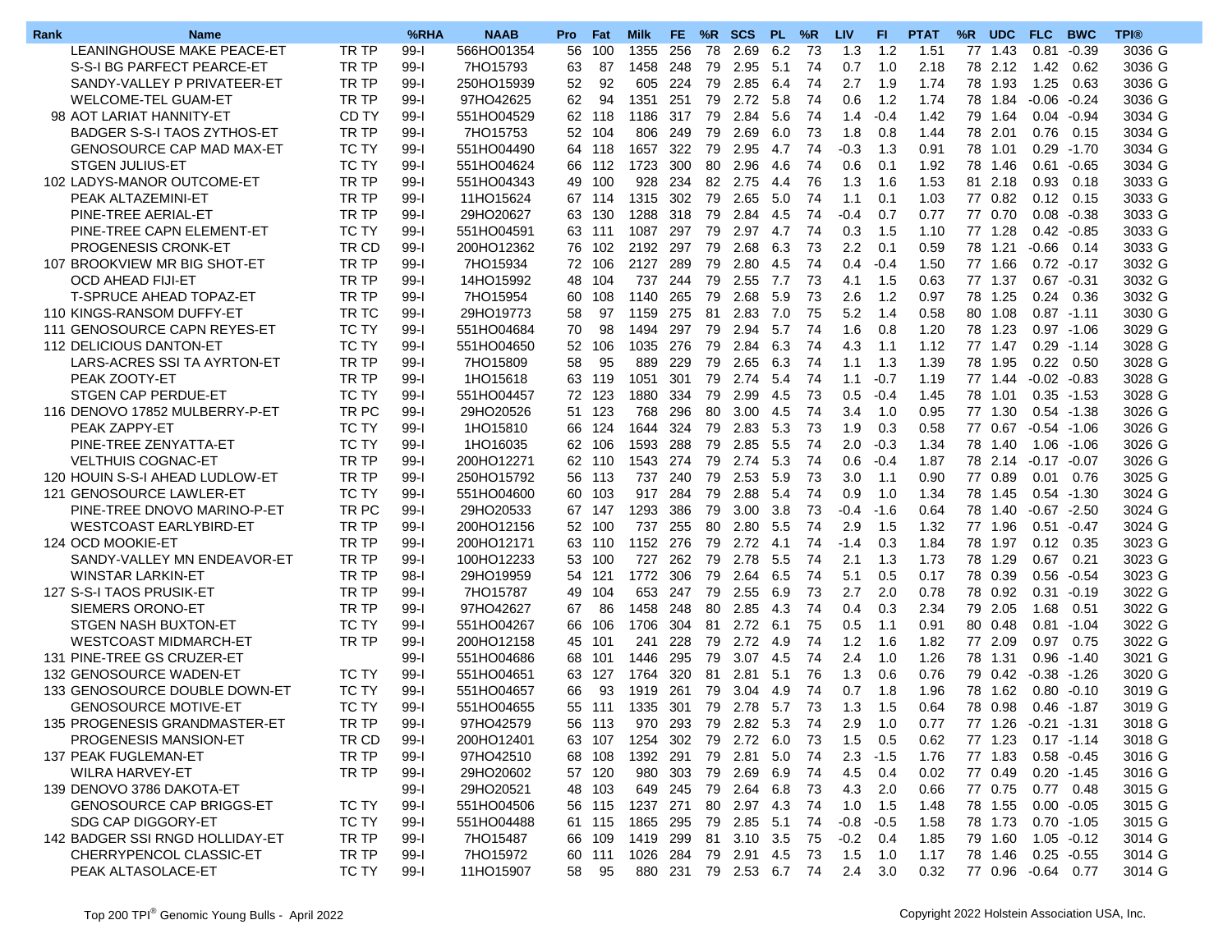| Rank | Name | | %RHA | NAAB | Pro | Fat | Milk | FE | %R | SCS | PL | %R | LIV | FI | PTAT | %R | UDC | FLC | BWC | TPI® |
|---|---|---|---|---|---|---|---|---|---|---|---|---|---|---|---|---|---|---|---|---|
| | LEANINGHOUSE MAKE PEACE-ET | TR TP | 99-I | 566HO01354 | 56 | 100 | 1355 | 256 | 78 | 2.69 | 6.2 | 73 | 1.3 | 1.2 | 1.51 | 77 | 1.43 | 0.81 | -0.39 | 3036 G |
| | S-S-I BG PARFECT PEARCE-ET | TR TP | 99-I | 7HO15793 | 63 | 87 | 1458 | 248 | 79 | 2.95 | 5.1 | 74 | 0.7 | 1.0 | 2.18 | 78 | 2.12 | 1.42 | 0.62 | 3036 G |
| | SANDY-VALLEY P PRIVATEER-ET | TR TP | 99-I | 250HO15939 | 52 | 92 | 605 | 224 | 79 | 2.85 | 6.4 | 74 | 2.7 | 1.9 | 1.74 | 78 | 1.93 | 1.25 | 0.63 | 3036 G |
| | WELCOME-TEL GUAM-ET | TR TP | 99-I | 97HO42625 | 62 | 94 | 1351 | 251 | 79 | 2.72 | 5.8 | 74 | 0.6 | 1.2 | 1.74 | 78 | 1.84 | -0.06 | -0.24 | 3036 G |
| 98 | AOT LARIAT HANNITY-ET | CD TY | 99-I | 551HO04529 | 62 | 118 | 1186 | 317 | 79 | 2.84 | 5.6 | 74 | 1.4 | -0.4 | 1.42 | 79 | 1.64 | 0.04 | -0.94 | 3034 G |
| | BADGER S-S-I TAOS ZYTHOS-ET | TR TP | 99-I | 7HO15753 | 52 | 104 | 806 | 249 | 79 | 2.69 | 6.0 | 73 | 1.8 | 0.8 | 1.44 | 78 | 2.01 | 0.76 | 0.15 | 3034 G |
| | GENOSOURCE CAP MAD MAX-ET | TC TY | 99-I | 551HO04490 | 64 | 118 | 1657 | 322 | 79 | 2.95 | 4.7 | 74 | -0.3 | 1.3 | 0.91 | 78 | 1.01 | 0.29 | -1.70 | 3034 G |
| | STGEN JULIUS-ET | TC TY | 99-I | 551HO04624 | 66 | 112 | 1723 | 300 | 80 | 2.96 | 4.6 | 74 | 0.6 | 0.1 | 1.92 | 78 | 1.46 | 0.61 | -0.65 | 3034 G |
| 102 | LADYS-MANOR OUTCOME-ET | TR TP | 99-I | 551HO04343 | 49 | 100 | 928 | 234 | 82 | 2.75 | 4.4 | 76 | 1.3 | 1.6 | 1.53 | 81 | 2.18 | 0.93 | 0.18 | 3033 G |
| | PEAK ALTAZEMINI-ET | TR TP | 99-I | 11HO15624 | 67 | 114 | 1315 | 302 | 79 | 2.65 | 5.0 | 74 | 1.1 | 0.1 | 1.03 | 77 | 0.82 | 0.12 | 0.15 | 3033 G |
| | PINE-TREE AERIAL-ET | TR TP | 99-I | 29HO20627 | 63 | 130 | 1288 | 318 | 79 | 2.84 | 4.5 | 74 | -0.4 | 0.7 | 0.77 | 77 | 0.70 | 0.08 | -0.38 | 3033 G |
| | PINE-TREE CAPN ELEMENT-ET | TC TY | 99-I | 551HO04591 | 63 | 111 | 1087 | 297 | 79 | 2.97 | 4.7 | 74 | 0.3 | 1.5 | 1.10 | 77 | 1.28 | 0.42 | -0.85 | 3033 G |
| | PROGENESIS CRONK-ET | TR CD | 99-I | 200HO12362 | 76 | 102 | 2192 | 297 | 79 | 2.68 | 6.3 | 73 | 2.2 | 0.1 | 0.59 | 78 | 1.21 | -0.66 | 0.14 | 3033 G |
| 107 | BROOKVIEW MR BIG SHOT-ET | TR TP | 99-I | 7HO15934 | 72 | 106 | 2127 | 289 | 79 | 2.80 | 4.5 | 74 | 0.4 | -0.4 | 1.50 | 77 | 1.66 | 0.72 | -0.17 | 3032 G |
| | OCD AHEAD FIJI-ET | TR TP | 99-I | 14HO15992 | 48 | 104 | 737 | 244 | 79 | 2.55 | 7.7 | 73 | 4.1 | 1.5 | 0.63 | 77 | 1.37 | 0.67 | -0.31 | 3032 G |
| | T-SPRUCE AHEAD TOPAZ-ET | TR TP | 99-I | 7HO15954 | 60 | 108 | 1140 | 265 | 79 | 2.68 | 5.9 | 73 | 2.6 | 1.2 | 0.97 | 78 | 1.25 | 0.24 | 0.36 | 3032 G |
| 110 | KINGS-RANSOM DUFFY-ET | TR TC | 99-I | 29HO19773 | 58 | 97 | 1159 | 275 | 81 | 2.83 | 7.0 | 75 | 5.2 | 1.4 | 0.58 | 80 | 1.08 | 0.87 | -1.11 | 3030 G |
| 111 | GENOSOURCE CAPN REYES-ET | TC TY | 99-I | 551HO04684 | 70 | 98 | 1494 | 297 | 79 | 2.94 | 5.7 | 74 | 1.6 | 0.8 | 1.20 | 78 | 1.23 | 0.97 | -1.06 | 3029 G |
| 112 | DELICIOUS DANTON-ET | TC TY | 99-I | 551HO04650 | 52 | 106 | 1035 | 276 | 79 | 2.84 | 6.3 | 74 | 4.3 | 1.1 | 1.12 | 77 | 1.47 | 0.29 | -1.14 | 3028 G |
| | LARS-ACRES SSI TA AYRTON-ET | TR TP | 99-I | 7HO15809 | 58 | 95 | 889 | 229 | 79 | 2.65 | 6.3 | 74 | 1.1 | 1.3 | 1.39 | 78 | 1.95 | 0.22 | 0.50 | 3028 G |
| | PEAK ZOOTY-ET | TR TP | 99-I | 1HO15618 | 63 | 119 | 1051 | 301 | 79 | 2.74 | 5.4 | 74 | 1.1 | -0.7 | 1.19 | 77 | 1.44 | -0.02 | -0.83 | 3028 G |
| | STGEN CAP PERDUE-ET | TC TY | 99-I | 551HO04457 | 72 | 123 | 1880 | 334 | 79 | 2.99 | 4.5 | 73 | 0.5 | -0.4 | 1.45 | 78 | 1.01 | 0.35 | -1.53 | 3028 G |
| 116 | DENOVO 17852 MULBERRY-P-ET | TR PC | 99-I | 29HO20526 | 51 | 123 | 768 | 296 | 80 | 3.00 | 4.5 | 74 | 3.4 | 1.0 | 0.95 | 77 | 1.30 | 0.54 | -1.38 | 3026 G |
| | PEAK ZAPPY-ET | TC TY | 99-I | 1HO15810 | 66 | 124 | 1644 | 324 | 79 | 2.83 | 5.3 | 73 | 1.9 | 0.3 | 0.58 | 77 | 0.67 | -0.54 | -1.06 | 3026 G |
| | PINE-TREE ZENYATTA-ET | TC TY | 99-I | 1HO16035 | 62 | 106 | 1593 | 288 | 79 | 2.85 | 5.5 | 74 | 2.0 | -0.3 | 1.34 | 78 | 1.40 | 1.06 | -1.06 | 3026 G |
| | VELTHUIS COGNAC-ET | TR TP | 99-I | 200HO12271 | 62 | 110 | 1543 | 274 | 79 | 2.74 | 5.3 | 74 | 0.6 | -0.4 | 1.87 | 78 | 2.14 | -0.17 | -0.07 | 3026 G |
| 120 | HOUIN S-S-I AHEAD LUDLOW-ET | TR TP | 99-I | 250HO15792 | 56 | 113 | 737 | 240 | 79 | 2.53 | 5.9 | 73 | 3.0 | 1.1 | 0.90 | 77 | 0.89 | 0.01 | 0.76 | 3025 G |
| 121 | GENOSOURCE LAWLER-ET | TC TY | 99-I | 551HO04600 | 60 | 103 | 917 | 284 | 79 | 2.88 | 5.4 | 74 | 0.9 | 1.0 | 1.34 | 78 | 1.45 | 0.54 | -1.30 | 3024 G |
| | PINE-TREE DNOVO MARINO-P-ET | TR PC | 99-I | 29HO20533 | 67 | 147 | 1293 | 386 | 79 | 3.00 | 3.8 | 73 | -0.4 | -1.6 | 0.64 | 78 | 1.40 | -0.67 | -2.50 | 3024 G |
| | WESTCOAST EARLYBIRD-ET | TR TP | 99-I | 200HO12156 | 52 | 100 | 737 | 255 | 80 | 2.80 | 5.5 | 74 | 2.9 | 1.5 | 1.32 | 77 | 1.96 | 0.51 | -0.47 | 3024 G |
| 124 | OCD MOOKIE-ET | TR TP | 99-I | 200HO12171 | 63 | 110 | 1152 | 276 | 79 | 2.72 | 4.1 | 74 | -1.4 | 0.3 | 1.84 | 78 | 1.97 | 0.12 | 0.35 | 3023 G |
| | SANDY-VALLEY MN ENDEAVOR-ET | TR TP | 99-I | 100HO12233 | 53 | 100 | 727 | 262 | 79 | 2.78 | 5.5 | 74 | 2.1 | 1.3 | 1.73 | 78 | 1.29 | 0.67 | 0.21 | 3023 G |
| | WINSTAR LARKIN-ET | TR TP | 98-I | 29HO19959 | 54 | 121 | 1772 | 306 | 79 | 2.64 | 6.5 | 74 | 5.1 | 0.5 | 0.17 | 78 | 0.39 | 0.56 | -0.54 | 3023 G |
| 127 | S-S-I TAOS PRUSIK-ET | TR TP | 99-I | 7HO15787 | 49 | 104 | 653 | 247 | 79 | 2.55 | 6.9 | 73 | 2.7 | 2.0 | 0.78 | 78 | 0.92 | 0.31 | -0.19 | 3022 G |
| | SIEMERS ORONO-ET | TR TP | 99-I | 97HO42627 | 67 | 86 | 1458 | 248 | 80 | 2.85 | 4.3 | 74 | 0.4 | 0.3 | 2.34 | 79 | 2.05 | 1.68 | 0.51 | 3022 G |
| | STGEN NASH BUXTON-ET | TC TY | 99-I | 551HO04267 | 66 | 106 | 1706 | 304 | 81 | 2.72 | 6.1 | 75 | 0.5 | 1.1 | 0.91 | 80 | 0.48 | 0.81 | -1.04 | 3022 G |
| | WESTCOAST MIDMARCH-ET | TR TP | 99-I | 200HO12158 | 45 | 101 | 241 | 228 | 79 | 2.72 | 4.9 | 74 | 1.2 | 1.6 | 1.82 | 77 | 2.09 | 0.97 | 0.75 | 3022 G |
| 131 | PINE-TREE GS CRUZER-ET | | 99-I | 551HO04686 | 68 | 101 | 1446 | 295 | 79 | 3.07 | 4.5 | 74 | 2.4 | 1.0 | 1.26 | 78 | 1.31 | 0.96 | -1.40 | 3021 G |
| 132 | GENOSOURCE WADEN-ET | TC TY | 99-I | 551HO04651 | 63 | 127 | 1764 | 320 | 81 | 2.81 | 5.1 | 76 | 1.3 | 0.6 | 0.76 | 79 | 0.42 | -0.38 | -1.26 | 3020 G |
| 133 | GENOSOURCE DOUBLE DOWN-ET | TC TY | 99-I | 551HO04657 | 66 | 93 | 1919 | 261 | 79 | 3.04 | 4.9 | 74 | 0.7 | 1.8 | 1.96 | 78 | 1.62 | 0.80 | -0.10 | 3019 G |
| | GENOSOURCE MOTIVE-ET | TC TY | 99-I | 551HO04655 | 55 | 111 | 1335 | 301 | 79 | 2.78 | 5.7 | 73 | 1.3 | 1.5 | 0.64 | 78 | 0.98 | 0.46 | -1.87 | 3019 G |
| 135 | PROGENESIS GRANDMASTER-ET | TR TP | 99-I | 97HO42579 | 56 | 113 | 970 | 293 | 79 | 2.82 | 5.3 | 74 | 2.9 | 1.0 | 0.77 | 77 | 1.26 | -0.21 | -1.31 | 3018 G |
| | PROGENESIS MANSION-ET | TR CD | 99-I | 200HO12401 | 63 | 107 | 1254 | 302 | 79 | 2.72 | 6.0 | 73 | 1.5 | 0.5 | 0.62 | 77 | 1.23 | 0.17 | -1.14 | 3018 G |
| 137 | PEAK FUGLEMAN-ET | TR TP | 99-I | 97HO42510 | 68 | 108 | 1392 | 291 | 79 | 2.81 | 5.0 | 74 | 2.3 | -1.5 | 1.76 | 77 | 1.83 | 0.58 | -0.45 | 3016 G |
| | WILRA HARVEY-ET | TR TP | 99-I | 29HO20602 | 57 | 120 | 980 | 303 | 79 | 2.69 | 6.9 | 74 | 4.5 | 0.4 | 0.02 | 77 | 0.49 | 0.20 | -1.45 | 3016 G |
| 139 | DENOVO 3786 DAKOTA-ET | | 99-I | 29HO20521 | 48 | 103 | 649 | 245 | 79 | 2.64 | 6.8 | 73 | 4.3 | 2.0 | 0.66 | 77 | 0.75 | 0.77 | 0.48 | 3015 G |
| | GENOSOURCE CAP BRIGGS-ET | TC TY | 99-I | 551HO04506 | 56 | 115 | 1237 | 271 | 80 | 2.97 | 4.3 | 74 | 1.0 | 1.5 | 1.48 | 78 | 1.55 | 0.00 | -0.05 | 3015 G |
| | SDG CAP DIGGORY-ET | TC TY | 99-I | 551HO04488 | 61 | 115 | 1865 | 295 | 79 | 2.85 | 5.1 | 74 | -0.8 | -0.5 | 1.58 | 78 | 1.73 | 0.70 | -1.05 | 3015 G |
| 142 | BADGER SSI RNGD HOLLIDAY-ET | TR TP | 99-I | 7HO15487 | 66 | 109 | 1419 | 299 | 81 | 3.10 | 3.5 | 75 | -0.2 | 0.4 | 1.85 | 79 | 1.60 | 1.05 | -0.12 | 3014 G |
| | CHERRYPENCOL CLASSIC-ET | TR TP | 99-I | 7HO15972 | 60 | 111 | 1026 | 284 | 79 | 2.91 | 4.5 | 73 | 1.5 | 1.0 | 1.17 | 78 | 1.46 | 0.25 | -0.55 | 3014 G |
| | PEAK ALTASOLACE-ET | TC TY | 99-I | 11HO15907 | 58 | 95 | 880 | 231 | 79 | 2.53 | 6.7 | 74 | 2.4 | 3.0 | 0.32 | 77 | 0.96 | -0.64 | 0.77 | 3014 G |

Top 200 TPI® Genomic Young Bulls - April 2022

Copyright 2022 Holstein Association USA, Inc.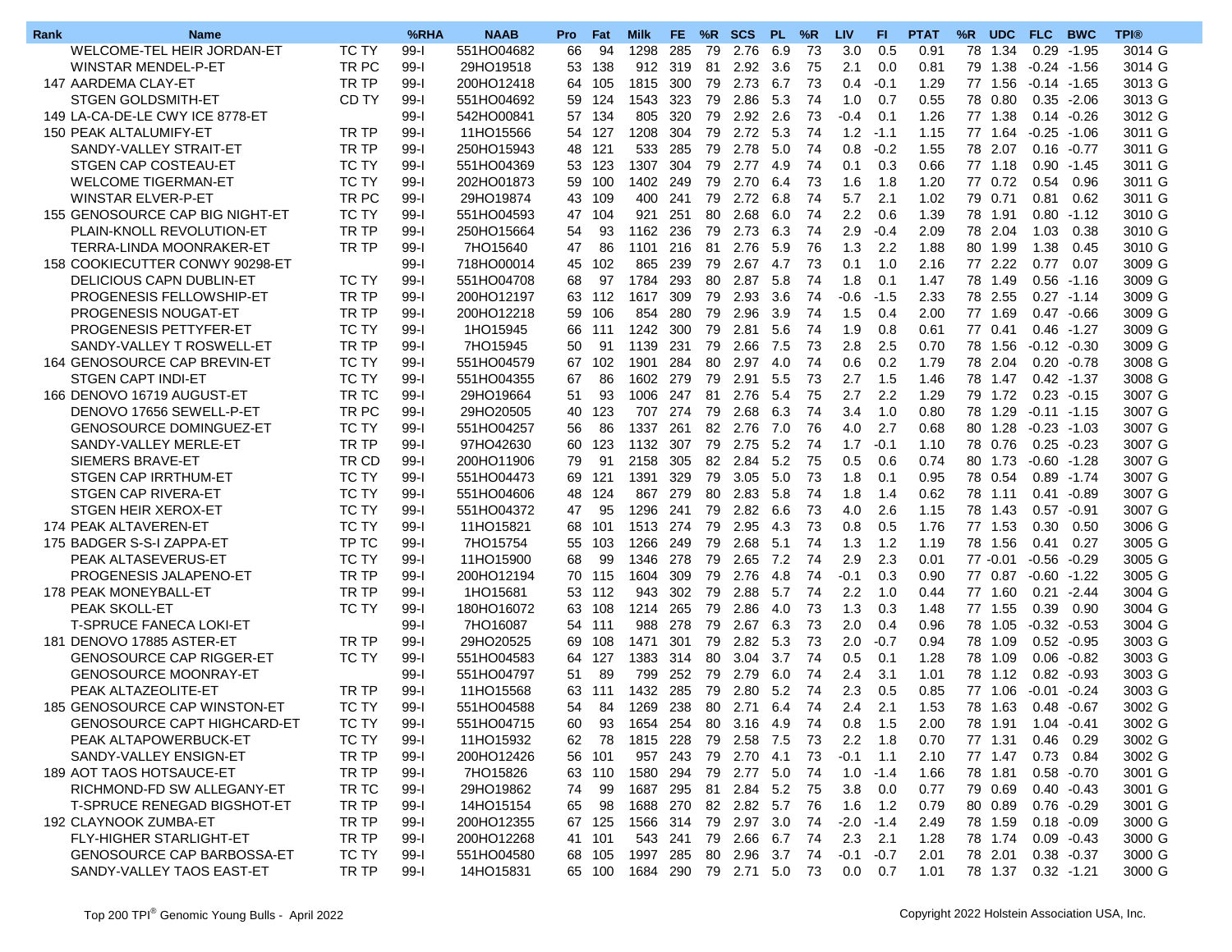| Rank | Name | | %RHA | NAAB | Pro | Fat | Milk | FE | %R | SCS | PL | %R | LIV | FI | PTAT | %R | UDC | FLC | BWC | TPI® |
|---|---|---|---|---|---|---|---|---|---|---|---|---|---|---|---|---|---|---|---|---|
| | WELCOME-TEL HEIR JORDAN-ET | TC TY | 99-I | 551HO04682 | 66 | 94 | 1298 | 285 | 79 | 2.76 | 6.9 | 73 | 3.0 | 0.5 | 0.91 | 78 | 1.34 | 0.29 | -1.95 | 3014 G |
| | WINSTAR MENDEL-P-ET | TR PC | 99-I | 29HO19518 | 53 | 138 | 912 | 319 | 81 | 2.92 | 3.6 | 75 | 2.1 | 0.0 | 0.81 | 79 | 1.38 | -0.24 | -1.56 | 3014 G |
| 147 | AARDEMA CLAY-ET | TR TP | 99-I | 200HO12418 | 64 | 105 | 1815 | 300 | 79 | 2.73 | 6.7 | 73 | 0.4 | -0.1 | 1.29 | 77 | 1.56 | -0.14 | -1.65 | 3013 G |
| | STGEN GOLDSMITH-ET | CD TY | 99-I | 551HO04692 | 59 | 124 | 1543 | 323 | 79 | 2.86 | 5.3 | 74 | 1.0 | 0.7 | 0.55 | 78 | 0.80 | 0.35 | -2.06 | 3013 G |
| 149 | LA-CA-DE-LE CWY ICE 8778-ET | | 99-I | 542HO00841 | 57 | 134 | 805 | 320 | 79 | 2.92 | 2.6 | 73 | -0.4 | 0.1 | 1.26 | 77 | 1.38 | 0.14 | -0.26 | 3012 G |
| 150 | PEAK ALTALUMIFY-ET | TR TP | 99-I | 11HO15566 | 54 | 127 | 1208 | 304 | 79 | 2.72 | 5.3 | 74 | 1.2 | -1.1 | 1.15 | 77 | 1.64 | -0.25 | -1.06 | 3011 G |
| | SANDY-VALLEY STRAIT-ET | TR TP | 99-I | 250HO15943 | 48 | 121 | 533 | 285 | 79 | 2.78 | 5.0 | 74 | 0.8 | -0.2 | 1.55 | 78 | 2.07 | 0.16 | -0.77 | 3011 G |
| | STGEN CAP COSTEAU-ET | TC TY | 99-I | 551HO04369 | 53 | 123 | 1307 | 304 | 79 | 2.77 | 4.9 | 74 | 0.1 | 0.3 | 0.66 | 77 | 1.18 | 0.90 | -1.45 | 3011 G |
| | WELCOME TIGERMAN-ET | TC TY | 99-I | 202HO01873 | 59 | 100 | 1402 | 249 | 79 | 2.70 | 6.4 | 73 | 1.6 | 1.8 | 1.20 | 77 | 0.72 | 0.54 | 0.96 | 3011 G |
| | WINSTAR ELVER-P-ET | TR PC | 99-I | 29HO19874 | 43 | 109 | 400 | 241 | 79 | 2.72 | 6.8 | 74 | 5.7 | 2.1 | 1.02 | 79 | 0.71 | 0.81 | 0.62 | 3011 G |
| 155 | GENOSOURCE CAP BIG NIGHT-ET | TC TY | 99-I | 551HO04593 | 47 | 104 | 921 | 251 | 80 | 2.68 | 6.0 | 74 | 2.2 | 0.6 | 1.39 | 78 | 1.91 | 0.80 | -1.12 | 3010 G |
| | PLAIN-KNOLL REVOLUTION-ET | TR TP | 99-I | 250HO15664 | 54 | 93 | 1162 | 236 | 79 | 2.73 | 6.3 | 74 | 2.9 | -0.4 | 2.09 | 78 | 2.04 | 1.03 | 0.38 | 3010 G |
| | TERRA-LINDA MOONRAKER-ET | TR TP | 99-I | 7HO15640 | 47 | 86 | 1101 | 216 | 81 | 2.76 | 5.9 | 76 | 1.3 | 2.2 | 1.88 | 80 | 1.99 | 1.38 | 0.45 | 3010 G |
| 158 | COOKIECUTTER CONWY 90298-ET | | 99-I | 718HO00014 | 45 | 102 | 865 | 239 | 79 | 2.67 | 4.7 | 73 | 0.1 | 1.0 | 2.16 | 77 | 2.22 | 0.77 | 0.07 | 3009 G |
| | DELICIOUS CAPN DUBLIN-ET | TC TY | 99-I | 551HO04708 | 68 | 97 | 1784 | 293 | 80 | 2.87 | 5.8 | 74 | 1.8 | 0.1 | 1.47 | 78 | 1.49 | 0.56 | -1.16 | 3009 G |
| | PROGENESIS FELLOWSHIP-ET | TR TP | 99-I | 200HO12197 | 63 | 112 | 1617 | 309 | 79 | 2.93 | 3.6 | 74 | -0.6 | -1.5 | 2.33 | 78 | 2.55 | 0.27 | -1.14 | 3009 G |
| | PROGENESIS NOUGAT-ET | TR TP | 99-I | 200HO12218 | 59 | 106 | 854 | 280 | 79 | 2.96 | 3.9 | 74 | 1.5 | 0.4 | 2.00 | 77 | 1.69 | 0.47 | -0.66 | 3009 G |
| | PROGENESIS PETTYFER-ET | TC TY | 99-I | 1HO15945 | 66 | 111 | 1242 | 300 | 79 | 2.81 | 5.6 | 74 | 1.9 | 0.8 | 0.61 | 77 | 0.41 | 0.46 | -1.27 | 3009 G |
| | SANDY-VALLEY T ROSWELL-ET | TR TP | 99-I | 7HO15945 | 50 | 91 | 1139 | 231 | 79 | 2.66 | 7.5 | 73 | 2.8 | 2.5 | 0.70 | 78 | 1.56 | -0.12 | -0.30 | 3009 G |
| 164 | GENOSOURCE CAP BREVIN-ET | TC TY | 99-I | 551HO04579 | 67 | 102 | 1901 | 284 | 80 | 2.97 | 4.0 | 74 | 0.6 | 0.2 | 1.79 | 78 | 2.04 | 0.20 | -0.78 | 3008 G |
| | STGEN CAPT INDI-ET | TC TY | 99-I | 551HO04355 | 67 | 86 | 1602 | 279 | 79 | 2.91 | 5.5 | 73 | 2.7 | 1.5 | 1.46 | 78 | 1.47 | 0.42 | -1.37 | 3008 G |
| 166 | DENOVO 16719 AUGUST-ET | TR TC | 99-I | 29HO19664 | 51 | 93 | 1006 | 247 | 81 | 2.76 | 5.4 | 75 | 2.7 | 2.2 | 1.29 | 79 | 1.72 | 0.23 | -0.15 | 3007 G |
| | DENOVO 17656 SEWELL-P-ET | TR PC | 99-I | 29HO20505 | 40 | 123 | 707 | 274 | 79 | 2.68 | 6.3 | 74 | 3.4 | 1.0 | 0.80 | 78 | 1.29 | -0.11 | -1.15 | 3007 G |
| | GENOSOURCE DOMINGUEZ-ET | TC TY | 99-I | 551HO04257 | 56 | 86 | 1337 | 261 | 82 | 2.76 | 7.0 | 76 | 4.0 | 2.7 | 0.68 | 80 | 1.28 | -0.23 | -1.03 | 3007 G |
| | SANDY-VALLEY MERLE-ET | TR TP | 99-I | 97HO42630 | 60 | 123 | 1132 | 307 | 79 | 2.75 | 5.2 | 74 | 1.7 | -0.1 | 1.10 | 78 | 0.76 | 0.25 | -0.23 | 3007 G |
| | SIEMERS BRAVE-ET | TR CD | 99-I | 200HO11906 | 79 | 91 | 2158 | 305 | 82 | 2.84 | 5.2 | 75 | 0.5 | 0.6 | 0.74 | 80 | 1.73 | -0.60 | -1.28 | 3007 G |
| | STGEN CAP IRRTHUM-ET | TC TY | 99-I | 551HO04473 | 69 | 121 | 1391 | 329 | 79 | 3.05 | 5.0 | 73 | 1.8 | 0.1 | 0.95 | 78 | 0.54 | 0.89 | -1.74 | 3007 G |
| | STGEN CAP RIVERA-ET | TC TY | 99-I | 551HO04606 | 48 | 124 | 867 | 279 | 80 | 2.83 | 5.8 | 74 | 1.8 | 1.4 | 0.62 | 78 | 1.11 | 0.41 | -0.89 | 3007 G |
| | STGEN HEIR XEROX-ET | TC TY | 99-I | 551HO04372 | 47 | 95 | 1296 | 241 | 79 | 2.82 | 6.6 | 73 | 4.0 | 2.6 | 1.15 | 78 | 1.43 | 0.57 | -0.91 | 3007 G |
| 174 | PEAK ALTAVEREN-ET | TC TY | 99-I | 11HO15821 | 68 | 101 | 1513 | 274 | 79 | 2.95 | 4.3 | 73 | 0.8 | 0.5 | 1.76 | 77 | 1.53 | 0.30 | 0.50 | 3006 G |
| 175 | BADGER S-S-I ZAPPA-ET | TP TC | 99-I | 7HO15754 | 55 | 103 | 1266 | 249 | 79 | 2.68 | 5.1 | 74 | 1.3 | 1.2 | 1.19 | 78 | 1.56 | 0.41 | 0.27 | 3005 G |
| | PEAK ALTASEVERUS-ET | TC TY | 99-I | 11HO15900 | 68 | 99 | 1346 | 278 | 79 | 2.65 | 7.2 | 74 | 2.9 | 2.3 | 0.01 | 77 | -0.01 | -0.56 | -0.29 | 3005 G |
| | PROGENESIS JALAPENO-ET | TR TP | 99-I | 200HO12194 | 70 | 115 | 1604 | 309 | 79 | 2.76 | 4.8 | 74 | -0.1 | 0.3 | 0.90 | 77 | 0.87 | -0.60 | -1.22 | 3005 G |
| 178 | PEAK MONEYBALL-ET | TR TP | 99-I | 1HO15681 | 53 | 112 | 943 | 302 | 79 | 2.88 | 5.7 | 74 | 2.2 | 1.0 | 0.44 | 77 | 1.60 | 0.21 | -2.44 | 3004 G |
| | PEAK SKOLL-ET | TC TY | 99-I | 180HO16072 | 63 | 108 | 1214 | 265 | 79 | 2.86 | 4.0 | 73 | 1.3 | 0.3 | 1.48 | 77 | 1.55 | 0.39 | 0.90 | 3004 G |
| | T-SPRUCE FANECA LOKI-ET | | 99-I | 7HO16087 | 54 | 111 | 988 | 278 | 79 | 2.67 | 6.3 | 73 | 2.0 | 0.4 | 0.96 | 78 | 1.05 | -0.32 | -0.53 | 3004 G |
| 181 | DENOVO 17885 ASTER-ET | TR TP | 99-I | 29HO20525 | 69 | 108 | 1471 | 301 | 79 | 2.82 | 5.3 | 73 | 2.0 | -0.7 | 0.94 | 78 | 1.09 | 0.52 | -0.95 | 3003 G |
| | GENOSOURCE CAP RIGGER-ET | TC TY | 99-I | 551HO04583 | 64 | 127 | 1383 | 314 | 80 | 3.04 | 3.7 | 74 | 0.5 | 0.1 | 1.28 | 78 | 1.09 | 0.06 | -0.82 | 3003 G |
| | GENOSOURCE MOONRAY-ET | | 99-I | 551HO04797 | 51 | 89 | 799 | 252 | 79 | 2.79 | 6.0 | 74 | 2.4 | 3.1 | 1.01 | 78 | 1.12 | 0.82 | -0.93 | 3003 G |
| | PEAK ALTAZEOLITE-ET | TR TP | 99-I | 11HO15568 | 63 | 111 | 1432 | 285 | 79 | 2.80 | 5.2 | 74 | 2.3 | 0.5 | 0.85 | 77 | 1.06 | -0.01 | -0.24 | 3003 G |
| 185 | GENOSOURCE CAP WINSTON-ET | TC TY | 99-I | 551HO04588 | 54 | 84 | 1269 | 238 | 80 | 2.71 | 6.4 | 74 | 2.4 | 2.1 | 1.53 | 78 | 1.63 | 0.48 | -0.67 | 3002 G |
| | GENOSOURCE CAPT HIGHCARD-ET | TC TY | 99-I | 551HO04715 | 60 | 93 | 1654 | 254 | 80 | 3.16 | 4.9 | 74 | 0.8 | 1.5 | 2.00 | 78 | 1.91 | 1.04 | -0.41 | 3002 G |
| | PEAK ALTAPOWERBUCK-ET | TC TY | 99-I | 11HO15932 | 62 | 78 | 1815 | 228 | 79 | 2.58 | 7.5 | 73 | 2.2 | 1.8 | 0.70 | 77 | 1.31 | 0.46 | 0.29 | 3002 G |
| | SANDY-VALLEY ENSIGN-ET | TR TP | 99-I | 200HO12426 | 56 | 101 | 957 | 243 | 79 | 2.70 | 4.1 | 73 | -0.1 | 1.1 | 2.10 | 77 | 1.47 | 0.73 | 0.84 | 3002 G |
| 189 | AOT TAOS HOTSAUCE-ET | TR TP | 99-I | 7HO15826 | 63 | 110 | 1580 | 294 | 79 | 2.77 | 5.0 | 74 | 1.0 | -1.4 | 1.66 | 78 | 1.81 | 0.58 | -0.70 | 3001 G |
| | RICHMOND-FD SW ALLEGANY-ET | TR TC | 99-I | 29HO19862 | 74 | 99 | 1687 | 295 | 81 | 2.84 | 5.2 | 75 | 3.8 | 0.0 | 0.77 | 79 | 0.69 | 0.40 | -0.43 | 3001 G |
| | T-SPRUCE RENEGAD BIGSHOT-ET | TR TP | 99-I | 14HO15154 | 65 | 98 | 1688 | 270 | 82 | 2.82 | 5.7 | 76 | 1.6 | 1.2 | 0.79 | 80 | 0.89 | 0.76 | -0.29 | 3001 G |
| 192 | CLAYNOOK ZUMBA-ET | TR TP | 99-I | 200HO12355 | 67 | 125 | 1566 | 314 | 79 | 2.97 | 3.0 | 74 | -2.0 | -1.4 | 2.49 | 78 | 1.59 | 0.18 | -0.09 | 3000 G |
| | FLY-HIGHER STARLIGHT-ET | TR TP | 99-I | 200HO12268 | 41 | 101 | 543 | 241 | 79 | 2.66 | 6.7 | 74 | 2.3 | 2.1 | 1.28 | 78 | 1.74 | 0.09 | -0.43 | 3000 G |
| | GENOSOURCE CAP BARBOSSA-ET | TC TY | 99-I | 551HO04580 | 68 | 105 | 1997 | 285 | 80 | 2.96 | 3.7 | 74 | -0.1 | -0.7 | 2.01 | 78 | 2.01 | 0.38 | -0.37 | 3000 G |
| | SANDY-VALLEY TAOS EAST-ET | TR TP | 99-I | 14HO15831 | 65 | 100 | 1684 | 290 | 79 | 2.71 | 5.0 | 73 | 0.0 | 0.7 | 1.01 | 78 | 1.37 | 0.32 | -1.21 | 3000 G |

Top 200 TPI® Genomic Young Bulls - April 2022

Copyright 2022 Holstein Association USA, Inc.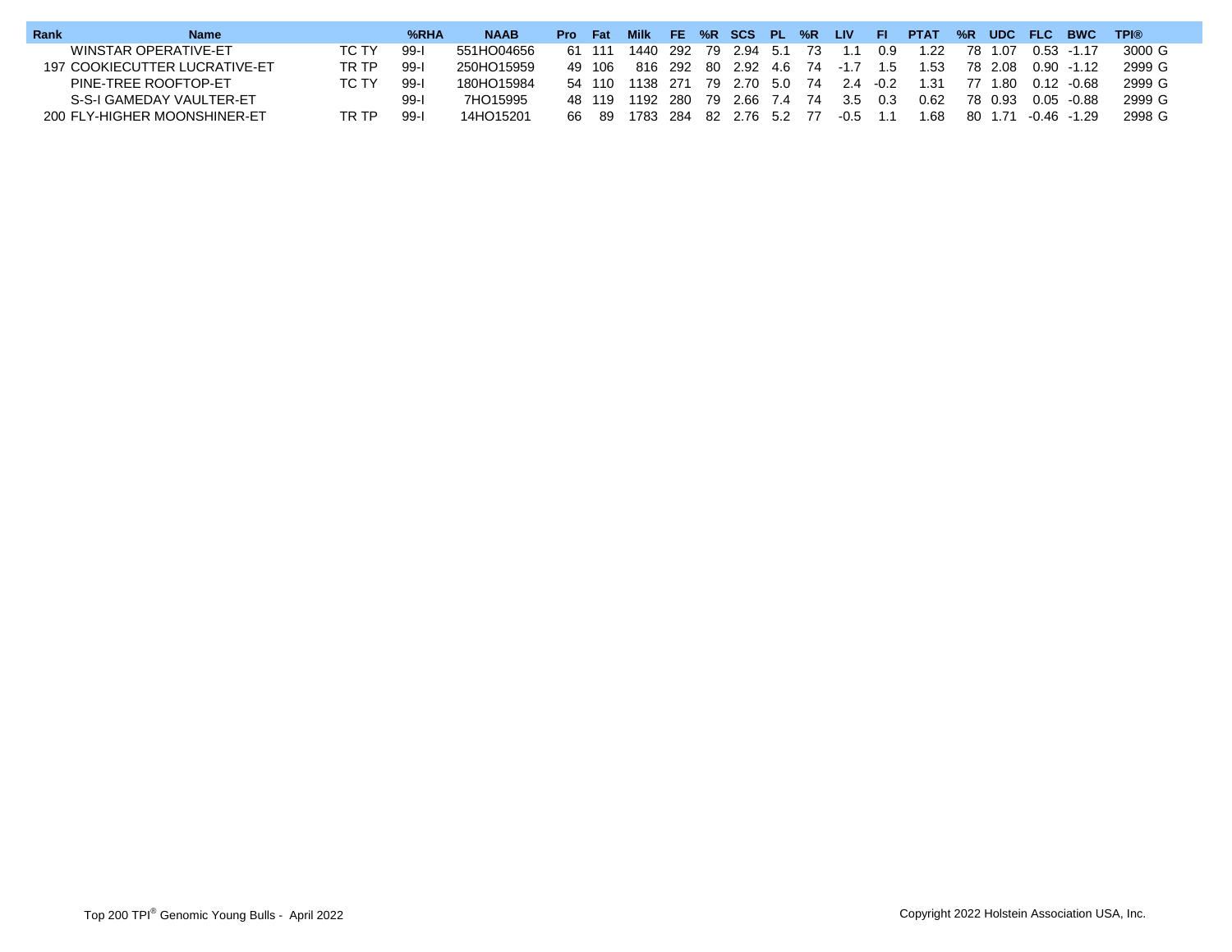| Rank | Name | | %RHA | NAAB | Pro | Fat | Milk | FE | %R | SCS | PL | %R | LIV | FI | PTAT | %R | UDC | FLC | BWC | TPI® |
|---|---|---|---|---|---|---|---|---|---|---|---|---|---|---|---|---|---|---|---|---|
| | WINSTAR OPERATIVE-ET | TC TY | 99-I | 551HO04656 | 61 | 111 | 1440 | 292 | 79 | 2.94 | 5.1 | 73 | 1.1 | 0.9 | 1.22 | 78 | 1.07 | 0.53 | -1.17 | 3000 G |
| 197 | COOKIECUTTER LUCRATIVE-ET | TR TP | 99-I | 250HO15959 | 49 | 106 | 816 | 292 | 80 | 2.92 | 4.6 | 74 | -1.7 | 1.5 | 1.53 | 78 | 2.08 | 0.90 | -1.12 | 2999 G |
| | PINE-TREE ROOFTOP-ET | TC TY | 99-I | 180HO15984 | 54 | 110 | 1138 | 271 | 79 | 2.70 | 5.0 | 74 | 2.4 | -0.2 | 1.31 | 77 | 1.80 | 0.12 | -0.68 | 2999 G |
| | S-S-I GAMEDAY VAULTER-ET | | 99-I | 7HO15995 | 48 | 119 | 1192 | 280 | 79 | 2.66 | 7.4 | 74 | 3.5 | 0.3 | 0.62 | 78 | 0.93 | 0.05 | -0.88 | 2999 G |
| 200 | FLY-HIGHER MOONSHINER-ET | TR TP | 99-I | 14HO15201 | 66 | 89 | 1783 | 284 | 82 | 2.76 | 5.2 | 77 | -0.5 | 1.1 | 1.68 | 80 | 1.71 | -0.46 | -1.29 | 2998 G |